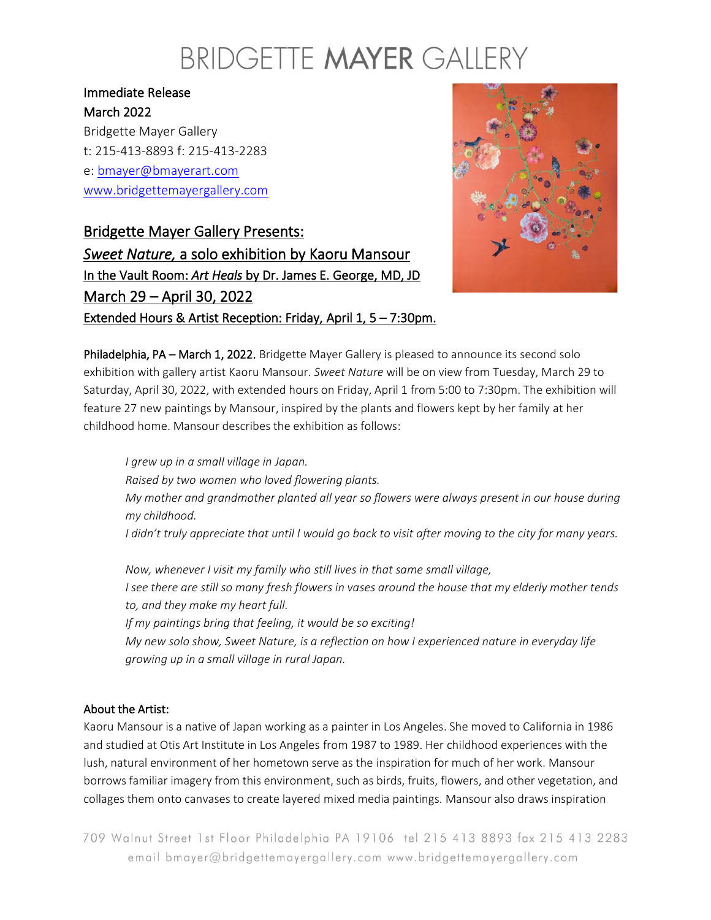# BRIDGETTE MAYER GALLERY

Immediate Release
March 2022
Bridgette Mayer Gallery
t: 215-413-8893 f: 215-413-2283
e: bmayer@bmayerart.com
www.bridgettemayergallery.com

## Bridgette Mayer Gallery Presents:
## *Sweet Nature*, a solo exhibition by Kaoru Mansour
### In the Vault Room: *Art Heals* by Dr. James E. George, MD, JD
## March 29 – April 30, 2022
### Extended Hours & Artist Reception: Friday, April 1, 5 – 7:30pm.

**Philadelphia, PA – March 1, 2022.** Bridgette Mayer Gallery is pleased to announce its second solo exhibition with gallery artist Kaoru Mansour. *Sweet Nature* will be on view from Tuesday, March 29 to Saturday, April 30, 2022, with extended hours on Friday, April 1 from 5:00 to 7:30pm. The exhibition will feature 27 new paintings by Mansour, inspired by the plants and flowers kept by her family at her childhood home. Mansour describes the exhibition as follows:

> *I grew up in a small village in Japan.*
> *Raised by two women who loved flowering plants.*
> *My mother and grandmother planted all year so flowers were always present in our house during my childhood.*
> *I didn't truly appreciate that until I would go back to visit after moving to the city for many years.*
>
> *Now, whenever I visit my family who still lives in that same small village,*
> *I see there are still so many fresh flowers in vases around the house that my elderly mother tends to, and they make my heart full.*
> *If my paintings bring that feeling, it would be so exciting!*
> *My new solo show, Sweet Nature, is a reflection on how I experienced nature in everyday life growing up in a small village in rural Japan.*

**About the Artist:**

Kaoru Mansour is a native of Japan working as a painter in Los Angeles. She moved to California in 1986 and studied at Otis Art Institute in Los Angeles from 1987 to 1989. Her childhood experiences with the lush, natural environment of her hometown serve as the inspiration for much of her work. Mansour borrows familiar imagery from this environment, such as birds, fruits, flowers, and other vegetation, and collages them onto canvases to create layered mixed media paintings. Mansour also draws inspiration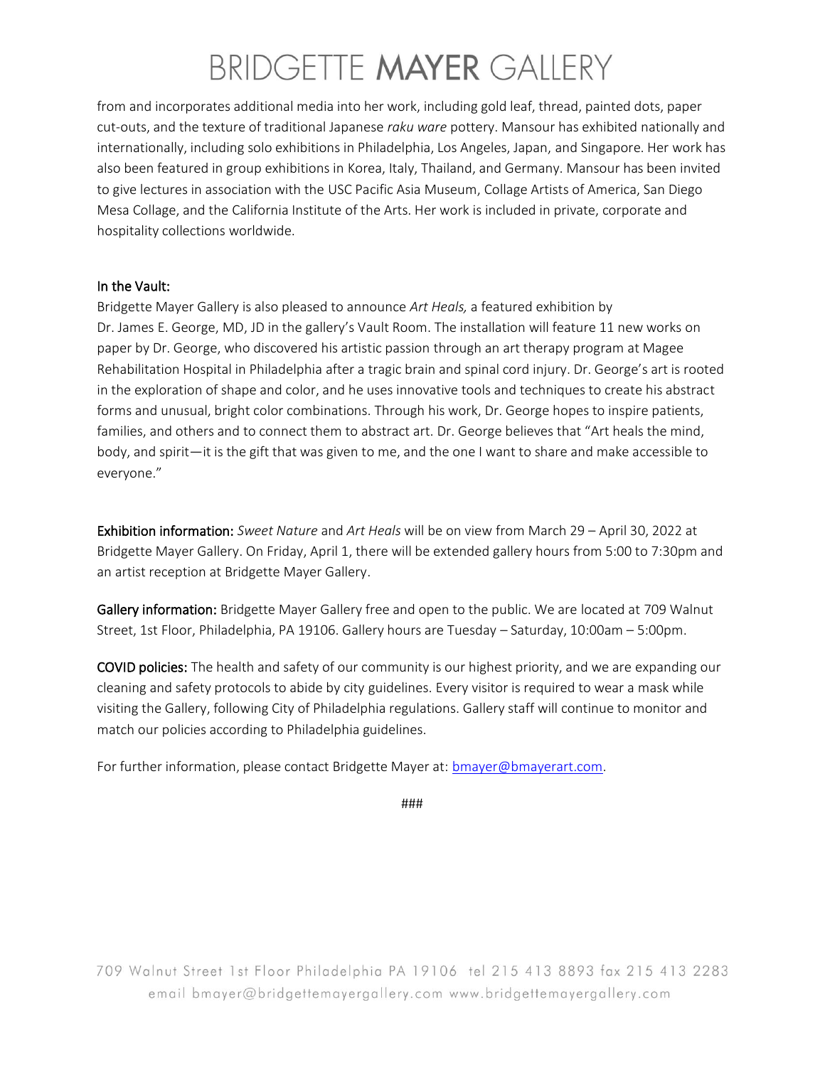from and incorporates additional media into her work, including gold leaf, thread, painted dots, paper cut-outs, and the texture of traditional Japanese *raku ware* pottery. Mansour has exhibited nationally and internationally, including solo exhibitions in Philadelphia, Los Angeles, Japan, and Singapore. Her work has also been featured in group exhibitions in Korea, Italy, Thailand, and Germany. Mansour has been invited to give lectures in association with the USC Pacific Asia Museum, Collage Artists of America, San Diego Mesa Collage, and the California Institute of the Arts. Her work is included in private, corporate and hospitality collections worldwide.

In the Vault:

Bridgette Mayer Gallery is also pleased to announce *Art Heals,* a featured exhibition by Dr. James E. George, MD, JD in the gallery's Vault Room. The installation will feature 11 new works on paper by Dr. George, who discovered his artistic passion through an art therapy program at Magee Rehabilitation Hospital in Philadelphia after a tragic brain and spinal cord injury. Dr. George's art is rooted in the exploration of shape and color, and he uses innovative tools and techniques to create his abstract forms and unusual, bright color combinations. Through his work, Dr. George hopes to inspire patients, families, and others and to connect them to abstract art. Dr. George believes that "Art heals the mind, body, and spirit—it is the gift that was given to me, and the one I want to share and make accessible to everyone."

Exhibition information: *Sweet Nature* and *Art Heals* will be on view from March 29 – April 30, 2022 at Bridgette Mayer Gallery. On Friday, April 1, there will be extended gallery hours from 5:00 to 7:30pm and an artist reception at Bridgette Mayer Gallery.

Gallery information: Bridgette Mayer Gallery free and open to the public. We are located at 709 Walnut Street, 1st Floor, Philadelphia, PA 19106. Gallery hours are Tuesday – Saturday, 10:00am – 5:00pm.

COVID policies: The health and safety of our community is our highest priority, and we are expanding our cleaning and safety protocols to abide by city guidelines. Every visitor is required to wear a mask while visiting the Gallery, following City of Philadelphia regulations. Gallery staff will continue to monitor and match our policies according to Philadelphia guidelines.

For further information, please contact Bridgette Mayer at: bmayer@bmayerart.com.

###